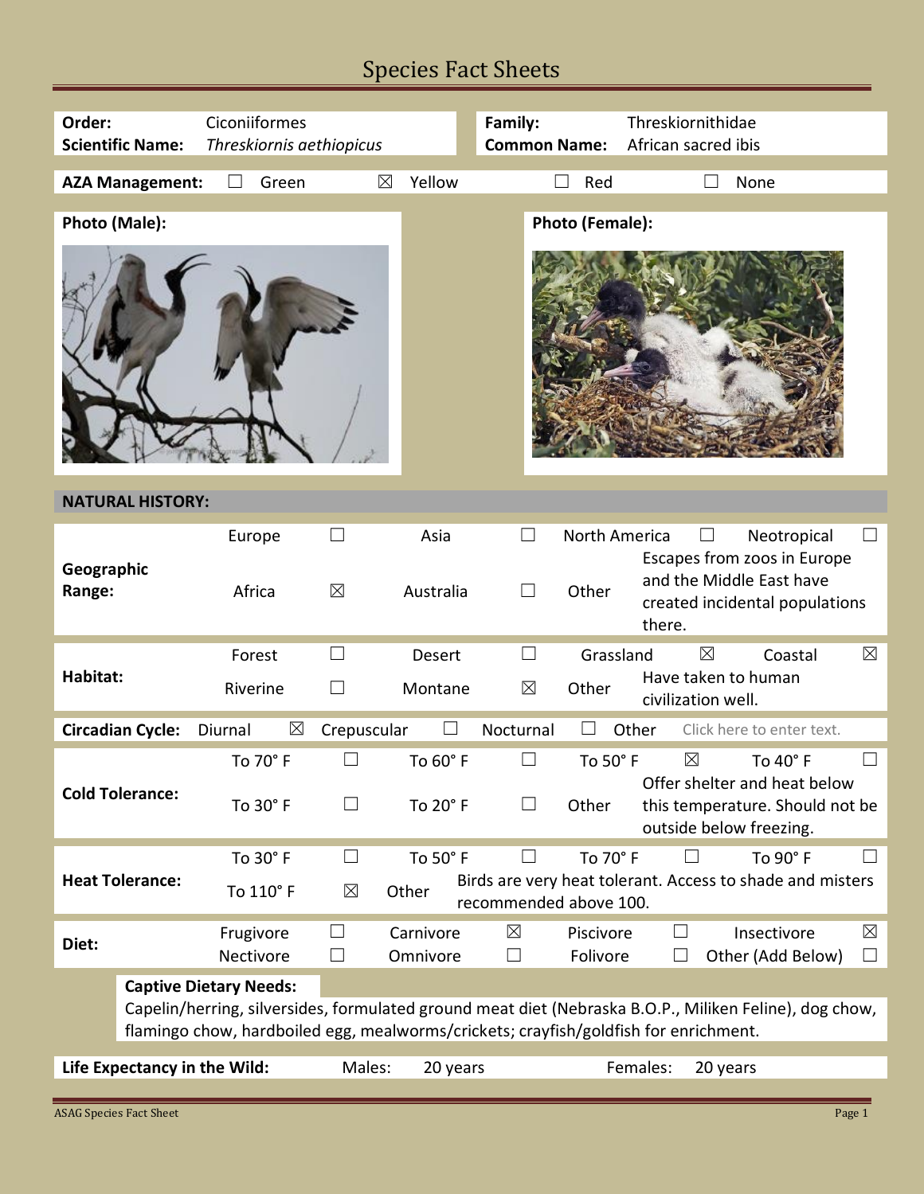# Species Fact Sheets

| | | | |
|---|---|---|---|
| **Order:** | Ciconiiformes | **Family:** | Threskiornithidae |
| **Scientific Name:** | *Threskiornis aethiopicus* | **Common Name:** | African sacred ibis |

**AZA Management:** ☐ Green ☒ Yellow ☐ Red ☐ None

**Photo (Male):**

**Photo (Female):**

## NATURAL HISTORY:

| | | | | | | | | |
|---|---|---|---|---|---|---|---|---|
| **Geographic Range:** | Europe | ☐ | Asia | ☐ | North America | ☐ | Neotropical | ☐ |
| | Africa | ☒ | Australia | ☐ | Other | Escapes from zoos in Europe and the Middle East have created incidental populations there. | | |
| **Habitat:** | Forest | ☐ | Desert | ☐ | Grassland | ☒ | Coastal | ☒ |
| | Riverine | ☐ | Montane | ☒ | Other | Have taken to human civilization well. | | |
| **Circadian Cycle:** | Diurnal | ☒ | Crepuscular | ☐ | Nocturnal | ☐ | Other | Click here to enter text. |
| **Cold Tolerance:** | To 70° F | ☐ | To 60° F | ☐ | To 50° F | ☒ | To 40° F | ☐ |
| | To 30° F | ☐ | To 20° F | ☐ | Other | Offer shelter and heat below this temperature. Should not be outside below freezing. | | |
| **Heat Tolerance:** | To 30° F | ☐ | To 50° F | ☐ | To 70° F | ☐ | To 90° F | ☐ |
| | To 110° F | ☒ | Other | Birds are very heat tolerant. Access to shade and misters recommended above 100. | | | | |
| **Diet:** | Frugivore | ☐ | Carnivore | ☒ | Piscivore | ☐ | Insectivore | ☒ |
| | Nectivore | ☐ | Omnivore | ☐ | Folivore | ☐ | Other (Add Below) | ☐ |

**Captive Dietary Needs:**
Capelin/herring, silversides, formulated ground meat diet (Nebraska B.O.P., Miliken Feline), dog chow, flamingo chow, hardboiled egg, mealworms/crickets; crayfish/goldfish for enrichment.

**Life Expectancy in the Wild:** Males: 20 years Females: 20 years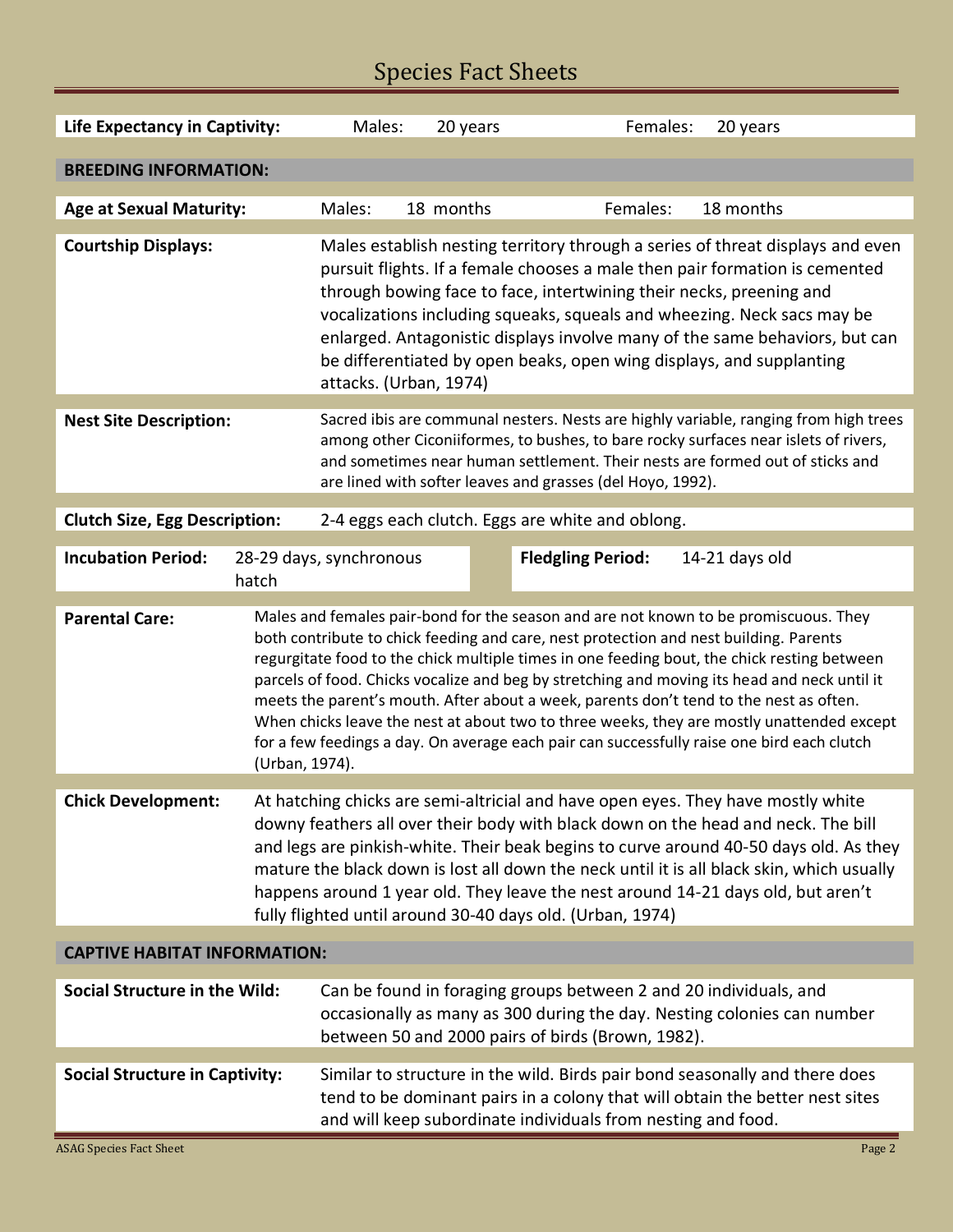**Life Expectancy in Captivity:** Males: 20 years Females: 20 years

## BREEDING INFORMATION:

**Age at Sexual Maturity:** Males: 18 months Females: 18 months

**Courtship Displays:** Males establish nesting territory through a series of threat displays and even pursuit flights. If a female chooses a male then pair formation is cemented through bowing face to face, intertwining their necks, preening and vocalizations including squeaks, squeals and wheezing. Neck sacs may be enlarged. Antagonistic displays involve many of the same behaviors, but can be differentiated by open beaks, open wing displays, and supplanting attacks. (Urban, 1974)

**Nest Site Description:** Sacred ibis are communal nesters. Nests are highly variable, ranging from high trees among other Ciconiiformes, to bushes, to bare rocky surfaces near islets of rivers, and sometimes near human settlement. Their nests are formed out of sticks and are lined with softer leaves and grasses (del Hoyo, 1992).

**Clutch Size, Egg Description:** 2-4 eggs each clutch. Eggs are white and oblong.

**Incubation Period:** 28-29 days, synchronous hatch **Fledgling Period:** 14-21 days old

**Parental Care:** Males and females pair-bond for the season and are not known to be promiscuous. They both contribute to chick feeding and care, nest protection and nest building. Parents regurgitate food to the chick multiple times in one feeding bout, the chick resting between parcels of food. Chicks vocalize and beg by stretching and moving its head and neck until it meets the parent's mouth. After about a week, parents don't tend to the nest as often. When chicks leave the nest at about two to three weeks, they are mostly unattended except for a few feedings a day. On average each pair can successfully raise one bird each clutch (Urban, 1974).

**Chick Development:** At hatching chicks are semi-altricial and have open eyes. They have mostly white downy feathers all over their body with black down on the head and neck. The bill and legs are pinkish-white. Their beak begins to curve around 40-50 days old. As they mature the black down is lost all down the neck until it is all black skin, which usually happens around 1 year old. They leave the nest around 14-21 days old, but aren't fully flighted until around 30-40 days old. (Urban, 1974)

## CAPTIVE HABITAT INFORMATION:

**Social Structure in the Wild:** Can be found in foraging groups between 2 and 20 individuals, and occasionally as many as 300 during the day. Nesting colonies can number between 50 and 2000 pairs of birds (Brown, 1982).

**Social Structure in Captivity:** Similar to structure in the wild. Birds pair bond seasonally and there does tend to be dominant pairs in a colony that will obtain the better nest sites and will keep subordinate individuals from nesting and food.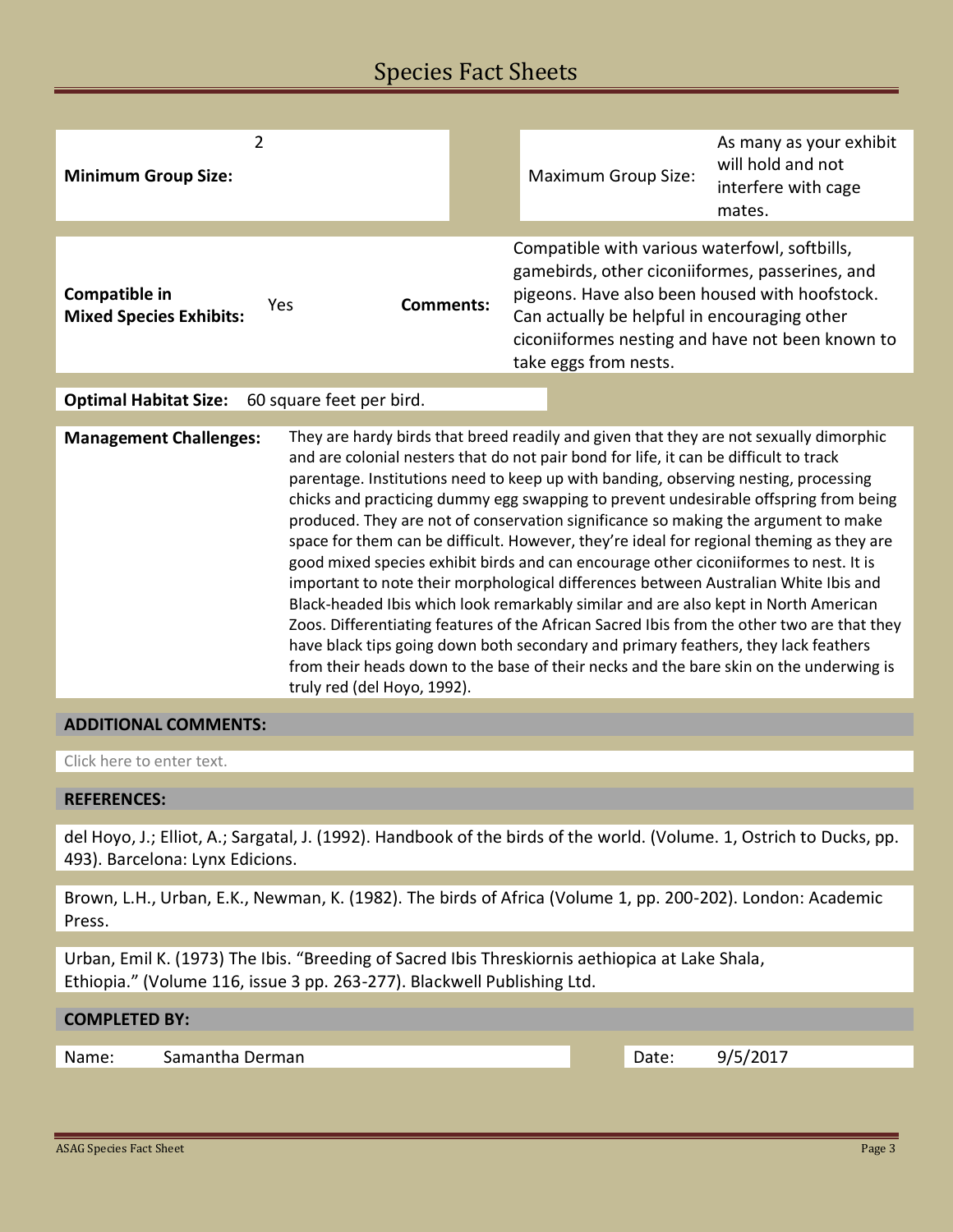# Species Fact Sheets

| | | | |
|---|---|---|---|
| **Minimum Group Size:** | 2 | Maximum Group Size: | As many as your exhibit will hold and not interfere with cage mates. |

| | | | |
|---|---|---|---|
| **Compatible in Mixed Species Exhibits:** | Yes | **Comments:** | Compatible with various waterfowl, softbills, gamebirds, other ciconiiformes, passerines, and pigeons. Have also been housed with hoofstock. Can actually be helpful in encouraging other ciconiiformes nesting and have not been known to take eggs from nests. |

**Optimal Habitat Size:** 60 square feet per bird.

**Management Challenges:** They are hardy birds that breed readily and given that they are not sexually dimorphic and are colonial nesters that do not pair bond for life, it can be difficult to track parentage. Institutions need to keep up with banding, observing nesting, processing chicks and practicing dummy egg swapping to prevent undesirable offspring from being produced. They are not of conservation significance so making the argument to make space for them can be difficult. However, they're ideal for regional theming as they are good mixed species exhibit birds and can encourage other ciconiiformes to nest. It is important to note their morphological differences between Australian White Ibis and Black-headed Ibis which look remarkably similar and are also kept in North American Zoos. Differentiating features of the African Sacred Ibis from the other two are that they have black tips going down both secondary and primary feathers, they lack feathers from their heads down to the base of their necks and the bare skin on the underwing is truly red (del Hoyo, 1992).

## ADDITIONAL COMMENTS:

Click here to enter text.

## REFERENCES:

del Hoyo, J.; Elliot, A.; Sargatal, J. (1992). Handbook of the birds of the world. (Volume. 1, Ostrich to Ducks, pp. 493). Barcelona: Lynx Edicions.

Brown, L.H., Urban, E.K., Newman, K. (1982). The birds of Africa (Volume 1, pp. 200-202). London: Academic Press.

Urban, Emil K. (1973) The Ibis. "Breeding of Sacred Ibis Threskiornis aethiopica at Lake Shala, Ethiopia." (Volume 116, issue 3 pp. 263-277). Blackwell Publishing Ltd.

## COMPLETED BY:

Name: Samantha Derman

Date: 9/5/2017